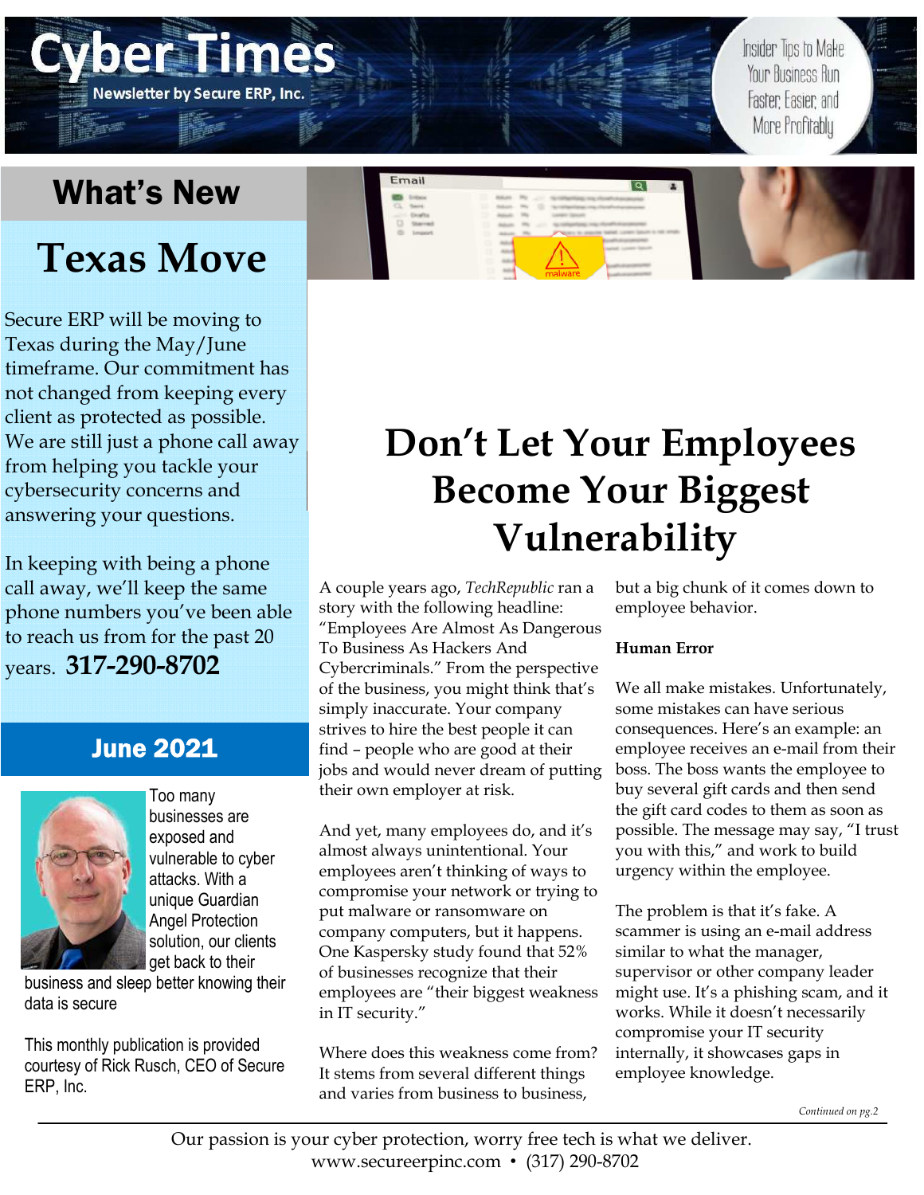# Cyber Times

**Newsletter by Secure ERP, Inc.**

Insider Tips to Make Your Business Run Faster, Easier, and More Profitably

## What's New

## Texas Move

Secure ERP will be moving to Texas during the May/June timeframe. Our commitment has not changed from keeping every client as protected as possible. We are still just a phone call away from helping you tackle your cybersecurity concerns and answering your questions.

In keeping with being a phone call away, we'll keep the same phone numbers you've been able to reach us from for the past 20 years. **317-290-8702**

### June 2021

Too many businesses are exposed and vulnerable to cyber attacks. With a unique Guardian Angel Protection solution, our clients get back to their business and sleep better knowing their data is secure

This monthly publication is provided courtesy of Rick Rusch, CEO of Secure ERP, Inc.

# Don't Let Your Employees Become Your Biggest Vulnerability

A couple years ago, *TechRepublic* ran a story with the following headline: "Employees Are Almost As Dangerous To Business As Hackers And Cybercriminals." From the perspective of the business, you might think that's simply inaccurate. Your company strives to hire the best people it can find – people who are good at their jobs and would never dream of putting their own employer at risk.

And yet, many employees do, and it's almost always unintentional. Your employees aren't thinking of ways to compromise your network or trying to put malware or ransomware on company computers, but it happens. One Kaspersky study found that 52% of businesses recognize that their employees are "their biggest weakness in IT security."

Where does this weakness come from? It stems from several different things and varies from business to business, but a big chunk of it comes down to employee behavior.

**Human Error**

We all make mistakes. Unfortunately, some mistakes can have serious consequences. Here's an example: an employee receives an e-mail from their boss. The boss wants the employee to buy several gift cards and then send the gift card codes to them as soon as possible. The message may say, "I trust you with this," and work to build urgency within the employee.

The problem is that it's fake. A scammer is using an e-mail address similar to what the manager, supervisor or other company leader might use. It's a phishing scam, and it works. While it doesn't necessarily compromise your IT security internally, it showcases gaps in employee knowledge.

*Continued on pg.2*

Our passion is your cyber protection, worry free tech is what we deliver.
www.secureerpinc.com • (317) 290-8702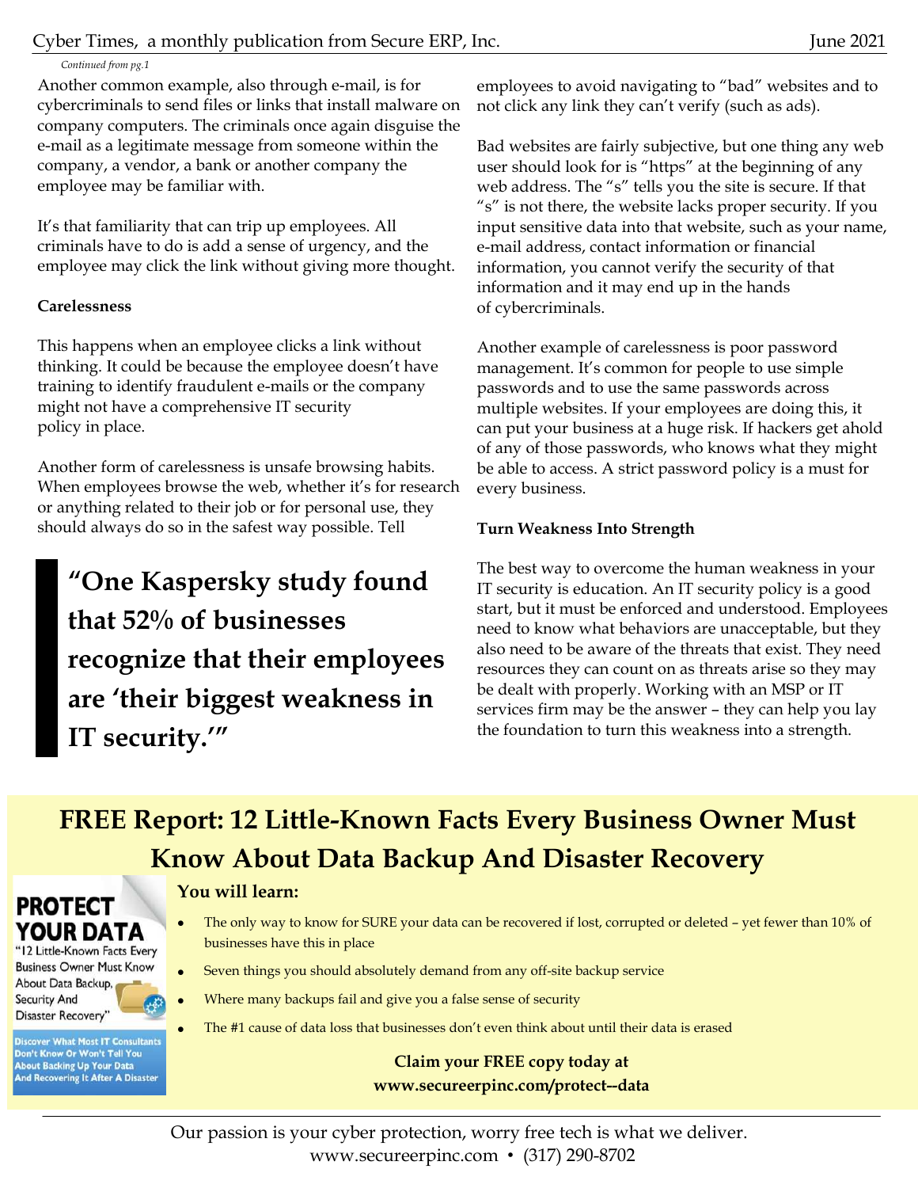*Continued from pg.1*

Another common example, also through e-mail, is for cybercriminals to send files or links that install malware on company computers. The criminals once again disguise the e-mail as a legitimate message from someone within the company, a vendor, a bank or another company the employee may be familiar with.

It's that familiarity that can trip up employees. All criminals have to do is add a sense of urgency, and the employee may click the link without giving more thought.

**Carelessness**

This happens when an employee clicks a link without thinking. It could be because the employee doesn't have training to identify fraudulent e-mails or the company might not have a comprehensive IT security policy in place.

Another form of carelessness is unsafe browsing habits. When employees browse the web, whether it's for research or anything related to their job or for personal use, they should always do so in the safest way possible. Tell employees to avoid navigating to "bad" websites and to not click any link they can't verify (such as ads).

> **"One Kaspersky study found that 52% of businesses recognize that their employees are 'their biggest weakness in IT security.'"**

Bad websites are fairly subjective, but one thing any web user should look for is "https" at the beginning of any web address. The "s" tells you the site is secure. If that "s" is not there, the website lacks proper security. If you input sensitive data into that website, such as your name, e-mail address, contact information or financial information, you cannot verify the security of that information and it may end up in the hands of cybercriminals.

Another example of carelessness is poor password management. It's common for people to use simple passwords and to use the same passwords across multiple websites. If your employees are doing this, it can put your business at a huge risk. If hackers get ahold of any of those passwords, who knows what they might be able to access. A strict password policy is a must for every business.

**Turn Weakness Into Strength**

The best way to overcome the human weakness in your IT security is education. An IT security policy is a good start, but it must be enforced and understood. Employees need to know what behaviors are unacceptable, but they also need to be aware of the threats that exist. They need resources they can count on as threats arise so they may be dealt with properly. Working with an MSP or IT services firm may be the answer – they can help you lay the foundation to turn this weakness into a strength.

## FREE Report: 12 Little-Known Facts Every Business Owner Must Know About Data Backup And Disaster Recovery

**PROTECT YOUR DATA**

"12 Little-Known Facts Every Business Owner Must Know About Data Backup, Security And Disaster Recovery"

Discover What Most IT Consultants Don't Know Or Won't Tell You About Backing Up Your Data And Recovering It After A Disaster

**You will learn:**

- The only way to know for SURE your data can be recovered if lost, corrupted or deleted – yet fewer than 10% of businesses have this in place
- Seven things you should absolutely demand from any off-site backup service
- Where many backups fail and give you a false sense of security
- The #1 cause of data loss that businesses don't even think about until their data is erased

**Claim your FREE copy today at www.secureerpinc.com/protect--data**

Our passion is your cyber protection, worry free tech is what we deliver.
www.secureerpinc.com • (317) 290-8702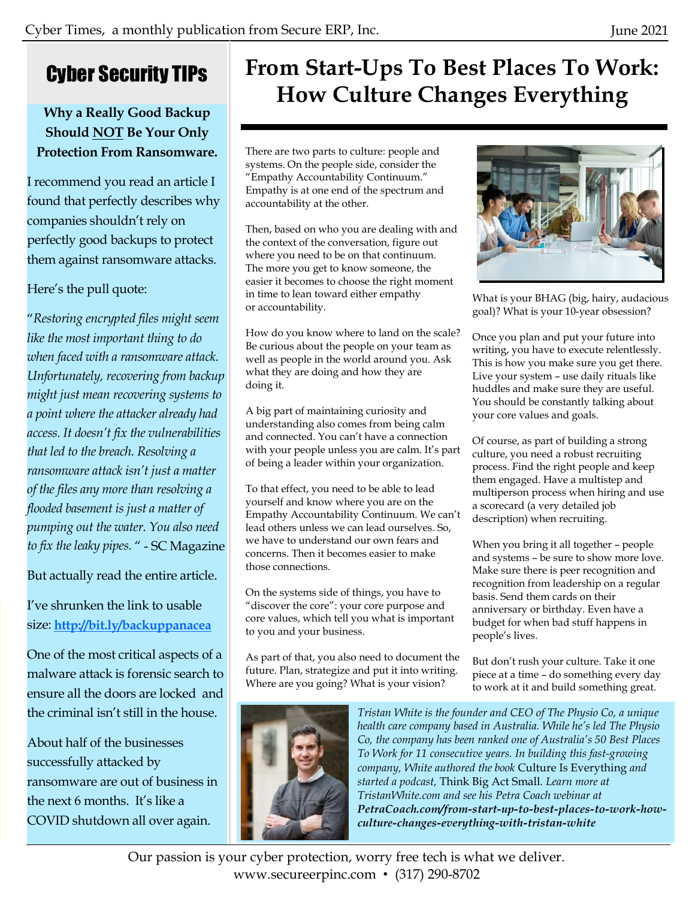## Cyber Security TIPs

**Why a Really Good Backup Should NOT Be Your Only Protection From Ransomware.**

I recommend you read an article I found that perfectly describes why companies shouldn't rely on perfectly good backups to protect them against ransomware attacks.

Here's the pull quote:

"*Restoring encrypted files might seem like the most important thing to do when faced with a ransomware attack. Unfortunately, recovering from backup might just mean recovering systems to a point where the attacker already had access. It doesn't fix the vulnerabilities that led to the breach. Resolving a ransomware attack isn't just a matter of the files any more than resolving a flooded basement is just a matter of pumping out the water. You also need to fix the leaky pipes.* " - SC Magazine

But actually read the entire article.

I've shrunken the link to usable size: **http://bit.ly/backuppanacea**

One of the most critical aspects of a malware attack is forensic search to ensure all the doors are locked and the criminal isn't still in the house.

About half of the businesses successfully attacked by ransomware are out of business in the next 6 months. It's like a COVID shutdown all over again.

# From Start-Ups To Best Places To Work: How Culture Changes Everything

There are two parts to culture: people and systems. On the people side, consider the "Empathy Accountability Continuum." Empathy is at one end of the spectrum and accountability at the other.

Then, based on who you are dealing with and the context of the conversation, figure out where you need to be on that continuum. The more you get to know someone, the easier it becomes to choose the right moment in time to lean toward either empathy or accountability.

How do you know where to land on the scale? Be curious about the people on your team as well as people in the world around you. Ask what they are doing and how they are doing it.

A big part of maintaining curiosity and understanding also comes from being calm and connected. You can't have a connection with your people unless you are calm. It's part of being a leader within your organization.

To that effect, you need to be able to lead yourself and know where you are on the Empathy Accountability Continuum. We can't lead others unless we can lead ourselves. So, we have to understand our own fears and concerns. Then it becomes easier to make those connections.

On the systems side of things, you have to "discover the core": your core purpose and core values, which tell you what is important to you and your business.

As part of that, you also need to document the future. Plan, strategize and put it into writing. Where are you going? What is your vision? What is your BHAG (big, hairy, audacious goal)? What is your 10-year obsession?

Once you plan and put your future into writing, you have to execute relentlessly. This is how you make sure you get there. Live your system – use daily rituals like huddles and make sure they are useful. You should be constantly talking about your core values and goals.

Of course, as part of building a strong culture, you need a robust recruiting process. Find the right people and keep them engaged. Have a multistep and multiperson process when hiring and use a scorecard (a very detailed job description) when recruiting.

When you bring it all together – people and systems – be sure to show more love. Make sure there is peer recognition and recognition from leadership on a regular basis. Send them cards on their anniversary or birthday. Even have a budget for when bad stuff happens in people's lives.

But don't rush your culture. Take it one piece at a time – do something every day to work at it and build something great.

*Tristan White is the founder and CEO of The Physio Co, a unique health care company based in Australia. While he's led The Physio Co, the company has been ranked one of Australia's 50 Best Places To Work for 11 consecutive years. In building this fast-growing company, White authored the book* Culture Is Everything *and started a podcast,* Think Big Act Small*. Learn more at TristanWhite.com and see his Petra Coach webinar at* ***PetraCoach.com/from-start-up-to-best-places-to-work-how-culture-changes-everything-with-tristan-white***

Our passion is your cyber protection, worry free tech is what we deliver.
www.secureerpinc.com • (317) 290-8702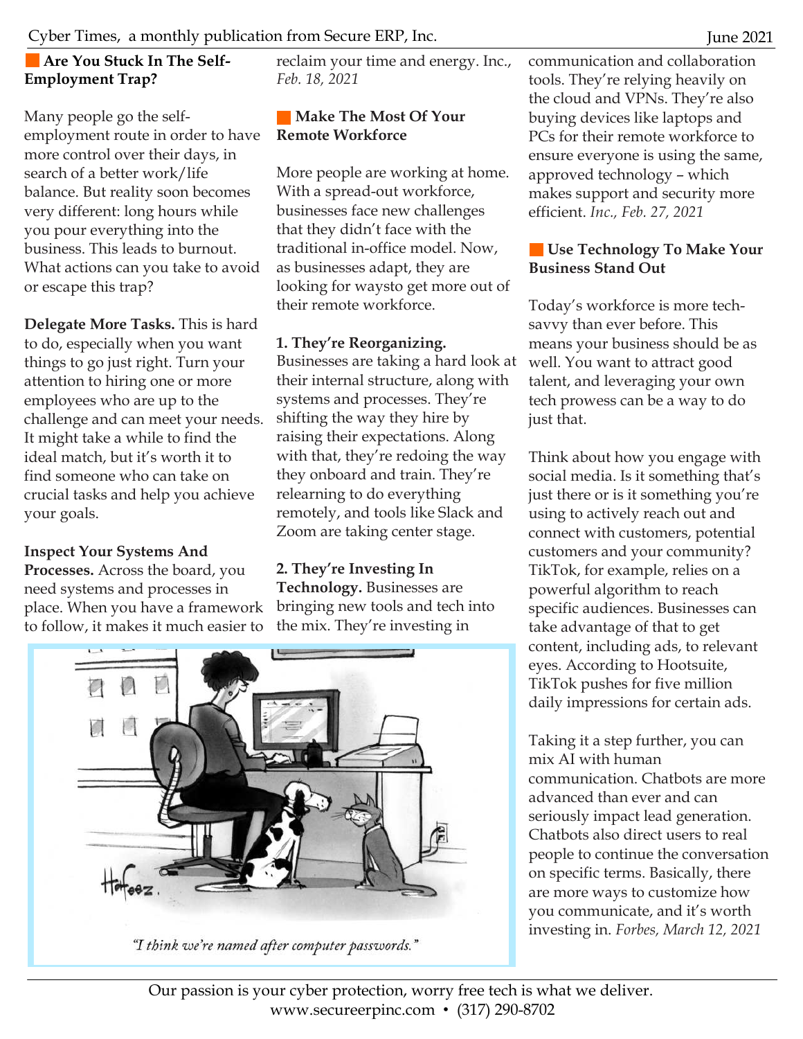## Are You Stuck In The Self-Employment Trap?

Many people go the self-employment route in order to have more control over their days, in search of a better work/life balance. But reality soon becomes very different: long hours while you pour everything into the business. This leads to burnout. What actions can you take to avoid or escape this trap?

**Delegate More Tasks.** This is hard to do, especially when you want things to go just right. Turn your attention to hiring one or more employees who are up to the challenge and can meet your needs. It might take a while to find the ideal match, but it's worth it to find someone who can take on crucial tasks and help you achieve your goals.

**Inspect Your Systems And Processes.** Across the board, you need systems and processes in place. When you have a framework to follow, it makes it much easier to reclaim your time and energy. Inc., *Feb. 18, 2021*

## Make The Most Of Your Remote Workforce

More people are working at home. With a spread-out workforce, businesses face new challenges that they didn't face with the traditional in-office model. Now, as businesses adapt, they are looking for waysto get more out of their remote workforce.

**1. They're Reorganizing.** Businesses are taking a hard look at their internal structure, along with systems and processes. They're shifting the way they hire by raising their expectations. Along with that, they're redoing the way they onboard and train. They're relearning to do everything remotely, and tools like Slack and Zoom are taking center stage.

**2. They're Investing In Technology.** Businesses are bringing new tools and tech into the mix. They're investing in communication and collaboration tools. They're relying heavily on the cloud and VPNs. They're also buying devices like laptops and PCs for their remote workforce to ensure everyone is using the same, approved technology – which makes support and security more efficient. *Inc., Feb. 27, 2021*

"I think we're named after computer passwords."

## Use Technology To Make Your Business Stand Out

Today's workforce is more tech-savvy than ever before. This means your business should be as well. You want to attract good talent, and leveraging your own tech prowess can be a way to do just that.

Think about how you engage with social media. Is it something that's just there or is it something you're using to actively reach out and connect with customers, potential customers and your community? TikTok, for example, relies on a powerful algorithm to reach specific audiences. Businesses can take advantage of that to get content, including ads, to relevant eyes. According to Hootsuite, TikTok pushes for five million daily impressions for certain ads.

Taking it a step further, you can mix AI with human communication. Chatbots are more advanced than ever and can seriously impact lead generation. Chatbots also direct users to real people to continue the conversation on specific terms. Basically, there are more ways to customize how you communicate, and it's worth investing in. *Forbes, March 12, 2021*